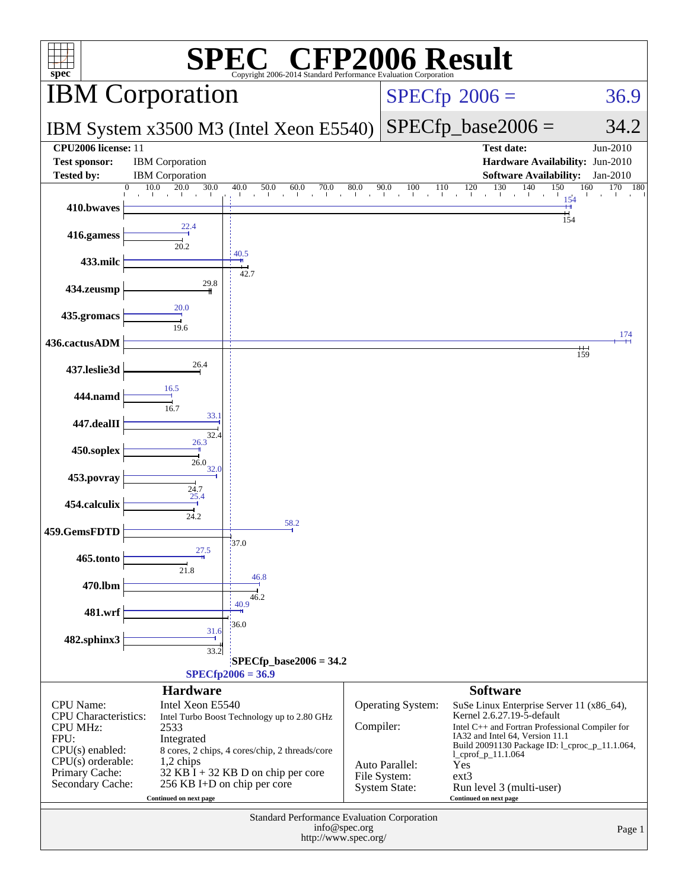# SPEC® CFP2006 Result

Copyright 2006-2014 Standard Performance Evaluation Corporation

## IBM Corporation

## IBM System x3500 M3 (Intel Xeon E5540)

SPECfp2006 = 36.9

SPECfp_base2006 = 34.2

| | | | |
|---|---|---|---|
| **CPU2006 license:** 11 | | **Test date:** | Jun-2010 |
| **Test sponsor:** | IBM Corporation | **Hardware Availability:** | Jun-2010 |
| **Tested by:** | IBM Corporation | **Software Availability:** | Jan-2010 |

| Benchmark | Peak | Base |
|---|---|---|
| 410.bwaves | 154 | 154 |
| 416.gamess | 22.4 | 20.2 |
| 433.milc | 40.5 | 42.7 |
| 434.zeusmp | | 29.8 |
| 435.gromacs | 20.0 | 19.6 |
| 436.cactusADM | 174 | 159 |
| 437.leslie3d | | 26.4 |
| 444.namd | 16.5 | 16.7 |
| 447.dealII | 33.1 | 32.4 |
| 450.soplex | 26.3 | 26.0 |
| 453.povray | 32.0 | 24.7 |
| 454.calculix | 25.4 | 24.2 |
| 459.GemsFDTD | 58.2 | 37.0 |
| 465.tonto | 27.5 | 21.8 |
| 470.lbm | 46.8 | 46.2 |
| 481.wrf | 40.9 | 36.0 |
| 482.sphinx3 | 31.6 | 33.2 |

SPECfp_base2006 = 34.2

SPECfp2006 = 36.9

### Hardware

| | |
|---|---|
| CPU Name: | Intel Xeon E5540 |
| CPU Characteristics: | Intel Turbo Boost Technology up to 2.80 GHz |
| CPU MHz: | 2533 |
| FPU: | Integrated |
| CPU(s) enabled: | 8 cores, 2 chips, 4 cores/chip, 2 threads/core |
| CPU(s) orderable: | 1,2 chips |
| Primary Cache: | 32 KB I + 32 KB D on chip per core |
| Secondary Cache: | 256 KB I+D on chip per core |

Continued on next page

### Software

| | |
|---|---|
| Operating System: | SuSe Linux Enterprise Server 11 (x86_64), Kernel 2.6.27.19-5-default |
| Compiler: | Intel C++ and Fortran Professional Compiler for IA32 and Intel 64, Version 11.1 Build 20091130 Package ID: l_cproc_p_11.1.064, l_cprof_p_11.1.064 |
| Auto Parallel: | Yes |
| File System: | ext3 |
| System State: | Run level 3 (multi-user) |

Continued on next page

Standard Performance Evaluation Corporation
info@spec.org
http://www.spec.org/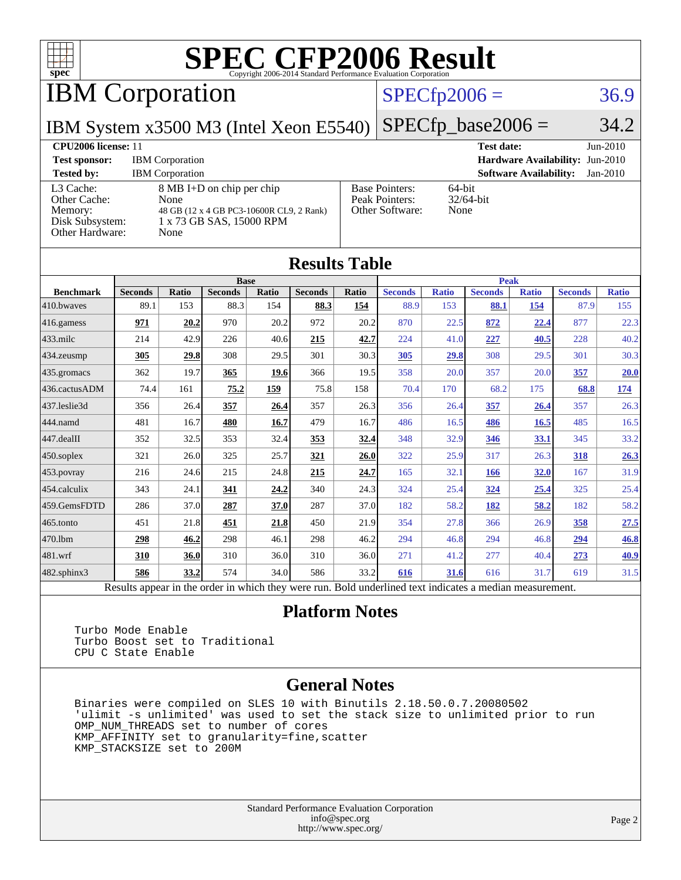# SPEC CFP2006 Result

Copyright 2006-2014 Standard Performance Evaluation Corporation

## IBM Corporation

IBM System x3500 M3 (Intel Xeon E5540)

SPECfp2006 = 36.9

SPECfp_base2006 = 34.2

| | | | |
|---|---|---|---|
| **CPU2006 license:** 11 | | **Test date:** | Jun-2010 |
| **Test sponsor:** | IBM Corporation | **Hardware Availability:** | Jun-2010 |
| **Tested by:** | IBM Corporation | **Software Availability:** | Jan-2010 |

| | |
|---|---|
| L3 Cache: | 8 MB I+D on chip per chip |
| Other Cache: | None |
| Memory: | 48 GB (12 x 4 GB PC3-10600R CL9, 2 Rank) |
| Disk Subsystem: | 1 x 73 GB SAS, 15000 RPM |
| Other Hardware: | None |

| | |
|---|---|
| Base Pointers: | 64-bit |
| Peak Pointers: | 32/64-bit |
| Other Software: | None |

## Results Table

| Benchmark | Base | | | | | | Peak | | | | | |
|---|---|---|---|---|---|---|---|---|---|---|---|---|
| | Seconds | Ratio | Seconds | Ratio | Seconds | Ratio | Seconds | Ratio | Seconds | Ratio | Seconds | Ratio |
| 410.bwaves | 89.1 | 153 | 88.3 | 154 | **88.3** | **154** | 88.9 | 153 | **88.1** | **154** | 87.9 | 155 |
| 416.gamess | **971** | **20.2** | 970 | 20.2 | 972 | 20.2 | 870 | 22.5 | **872** | **22.4** | 877 | 22.3 |
| 433.milc | 214 | 42.9 | 226 | 40.6 | **215** | **42.7** | 224 | 41.0 | **227** | **40.5** | 228 | 40.2 |
| 434.zeusmp | **305** | **29.8** | 308 | 29.5 | 301 | 30.3 | **305** | **29.8** | 308 | 29.5 | 301 | 30.3 |
| 435.gromacs | 362 | 19.7 | **365** | **19.6** | 366 | 19.5 | 358 | 20.0 | 357 | 20.0 | **357** | **20.0** |
| 436.cactusADM | 74.4 | 161 | **75.2** | **159** | 75.8 | 158 | 70.4 | 170 | 68.2 | 175 | **68.8** | **174** |
| 437.leslie3d | 356 | 26.4 | **357** | **26.4** | 357 | 26.3 | 356 | 26.4 | **357** | **26.4** | 357 | 26.3 |
| 444.namd | 481 | 16.7 | **480** | **16.7** | 479 | 16.7 | 486 | 16.5 | **486** | **16.5** | 485 | 16.5 |
| 447.dealII | 352 | 32.5 | 353 | 32.4 | **353** | **32.4** | 348 | 32.9 | **346** | **33.1** | 345 | 33.2 |
| 450.soplex | 321 | 26.0 | 325 | 25.7 | **321** | **26.0** | 322 | 25.9 | 317 | 26.3 | **318** | **26.3** |
| 453.povray | 216 | 24.6 | 215 | 24.8 | **215** | **24.7** | 165 | 32.1 | **166** | **32.0** | 167 | 31.9 |
| 454.calculix | 343 | 24.1 | **341** | **24.2** | 340 | 24.3 | 324 | 25.4 | **324** | **25.4** | 325 | 25.4 |
| 459.GemsFDTD | 286 | 37.0 | **287** | **37.0** | 287 | 37.0 | 182 | 58.2 | **182** | **58.2** | 182 | 58.2 |
| 465.tonto | 451 | 21.8 | **451** | **21.8** | 450 | 21.9 | 354 | 27.8 | 366 | 26.9 | **358** | **27.5** |
| 470.lbm | **298** | **46.2** | 298 | 46.1 | 298 | 46.2 | 294 | 46.8 | 294 | 46.8 | **294** | **46.8** |
| 481.wrf | **310** | **36.0** | 310 | 36.0 | 310 | 36.0 | 271 | 41.2 | 277 | 40.4 | **273** | **40.9** |
| 482.sphinx3 | **586** | **33.2** | 574 | 34.0 | 586 | 33.2 | **616** | **31.6** | 616 | 31.7 | 619 | 31.5 |

Results appear in the order in which they were run. Bold underlined text indicates a median measurement.

## Platform Notes

```
Turbo Mode Enable
Turbo Boost set to Traditional
CPU C State Enable
```

## General Notes

```
Binaries were compiled on SLES 10 with Binutils 2.18.50.0.7.20080502
'ulimit -s unlimited' was used to set the stack size to unlimited prior to run
OMP_NUM_THREADS set to number of cores
KMP_AFFINITY set to granularity=fine,scatter
KMP_STACKSIZE set to 200M
```

Standard Performance Evaluation Corporation
info@spec.org
http://www.spec.org/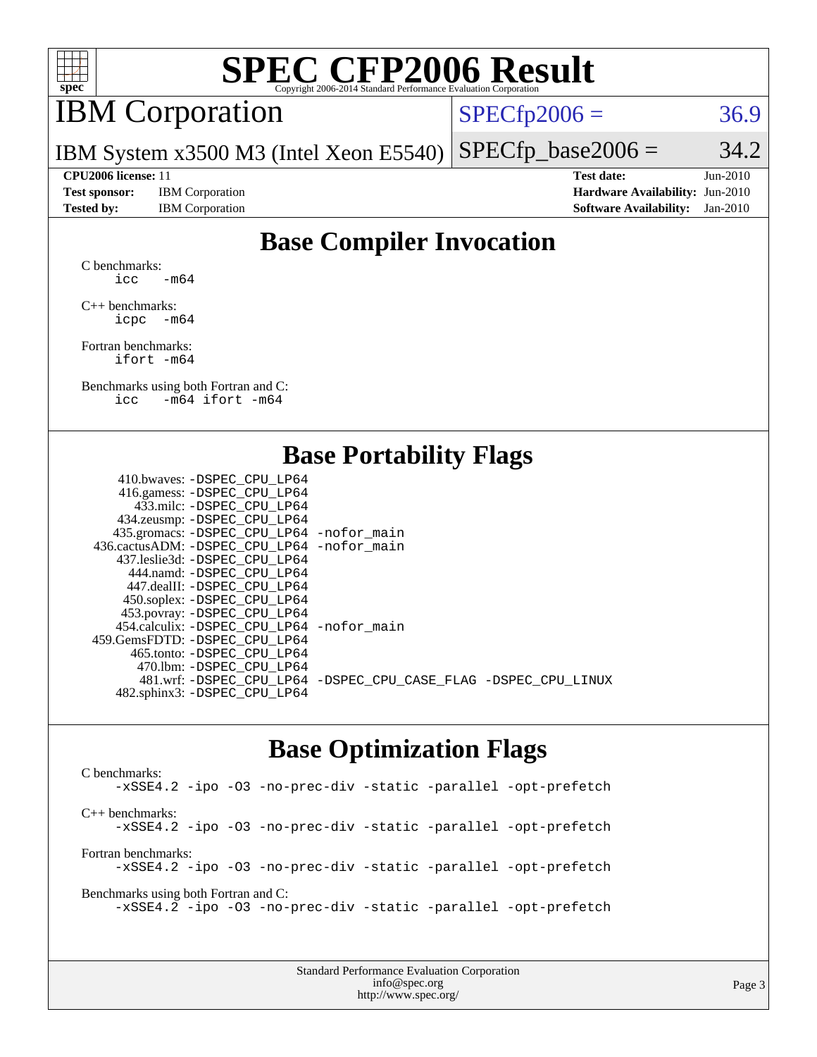# SPEC CFP2006 Result

Copyright 2006-2014 Standard Performance Evaluation Corporation

## IBM Corporation

IBM System x3500 M3 (Intel Xeon E5540)

SPECfp2006 = 36.9

SPECfp_base2006 = 34.2

| | | | |
|---|---|---|---|
| **CPU2006 license:** 11 | | **Test date:** | Jun-2010 |
| **Test sponsor:** | IBM Corporation | **Hardware Availability:** | Jun-2010 |
| **Tested by:** | IBM Corporation | **Software Availability:** | Jan-2010 |

## Base Compiler Invocation

C benchmarks:
```
icc   -m64
```

C++ benchmarks:
```
icpc  -m64
```

Fortran benchmarks:
```
ifort -m64
```

Benchmarks using both Fortran and C:
```
icc   -m64 ifort -m64
```

## Base Portability Flags

```
   410.bwaves: -DSPEC_CPU_LP64
   416.gamess: -DSPEC_CPU_LP64
     433.milc: -DSPEC_CPU_LP64
   434.zeusmp: -DSPEC_CPU_LP64
  435.gromacs: -DSPEC_CPU_LP64 -nofor_main
436.cactusADM: -DSPEC_CPU_LP64 -nofor_main
  437.leslie3d: -DSPEC_CPU_LP64
     444.namd: -DSPEC_CPU_LP64
   447.dealII: -DSPEC_CPU_LP64
   450.soplex: -DSPEC_CPU_LP64
   453.povray: -DSPEC_CPU_LP64
  454.calculix: -DSPEC_CPU_LP64 -nofor_main
459.GemsFDTD: -DSPEC_CPU_LP64
    465.tonto: -DSPEC_CPU_LP64
      470.lbm: -DSPEC_CPU_LP64
      481.wrf: -DSPEC_CPU_LP64 -DSPEC_CPU_CASE_FLAG -DSPEC_CPU_LINUX
  482.sphinx3: -DSPEC_CPU_LP64
```

## Base Optimization Flags

C benchmarks:
```
-xSSE4.2 -ipo -O3 -no-prec-div -static -parallel -opt-prefetch
```

C++ benchmarks:
```
-xSSE4.2 -ipo -O3 -no-prec-div -static -parallel -opt-prefetch
```

Fortran benchmarks:
```
-xSSE4.2 -ipo -O3 -no-prec-div -static -parallel -opt-prefetch
```

Benchmarks using both Fortran and C:
```
-xSSE4.2 -ipo -O3 -no-prec-div -static -parallel -opt-prefetch
```

Standard Performance Evaluation Corporation
info@spec.org
http://www.spec.org/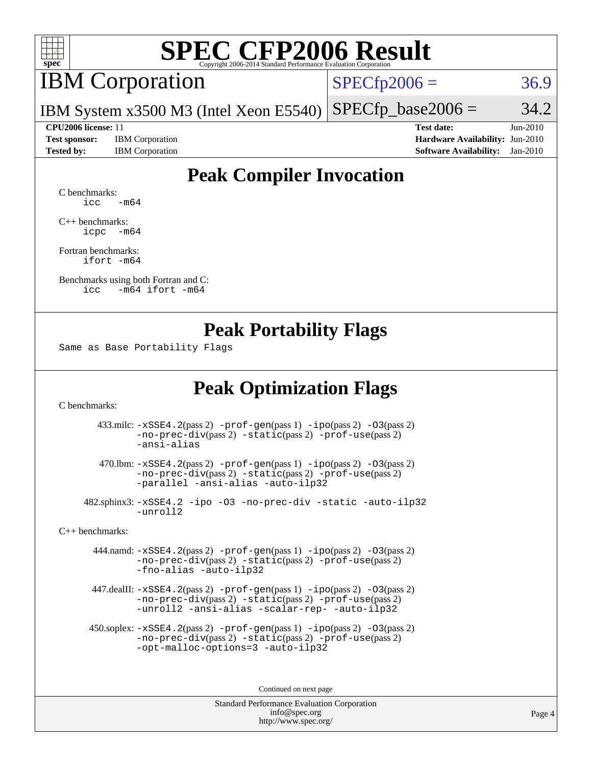# SPEC CFP2006 Result

Copyright 2006-2014 Standard Performance Evaluation Corporation

## IBM Corporation

IBM System x3500 M3 (Intel Xeon E5540)

SPECfp2006 = 36.9

SPECfp_base2006 = 34.2

| | | | |
|---|---|---|---|
| **CPU2006 license:** 11 | | **Test date:** | Jun-2010 |
| **Test sponsor:** | IBM Corporation | **Hardware Availability:** | Jun-2010 |
| **Tested by:** | IBM Corporation | **Software Availability:** | Jan-2010 |

## Peak Compiler Invocation

C benchmarks:
```
icc   -m64
```

C++ benchmarks:
```
icpc  -m64
```

Fortran benchmarks:
```
ifort -m64
```

Benchmarks using both Fortran and C:
```
icc   -m64 ifort -m64
```

## Peak Portability Flags

Same as Base Portability Flags

## Peak Optimization Flags

C benchmarks:

433.milc: -xSSE4.2(pass 2) -prof-gen(pass 1) -ipo(pass 2) -O3(pass 2) -no-prec-div(pass 2) -static(pass 2) -prof-use(pass 2) -ansi-alias

470.lbm: -xSSE4.2(pass 2) -prof-gen(pass 1) -ipo(pass 2) -O3(pass 2) -no-prec-div(pass 2) -static(pass 2) -prof-use(pass 2) -parallel -ansi-alias -auto-ilp32

482.sphinx3: -xSSE4.2 -ipo -O3 -no-prec-div -static -auto-ilp32 -unroll2

C++ benchmarks:

444.namd: -xSSE4.2(pass 2) -prof-gen(pass 1) -ipo(pass 2) -O3(pass 2) -no-prec-div(pass 2) -static(pass 2) -prof-use(pass 2) -fno-alias -auto-ilp32

447.dealII: -xSSE4.2(pass 2) -prof-gen(pass 1) -ipo(pass 2) -O3(pass 2) -no-prec-div(pass 2) -static(pass 2) -prof-use(pass 2) -unroll2 -ansi-alias -scalar-rep- -auto-ilp32

450.soplex: -xSSE4.2(pass 2) -prof-gen(pass 1) -ipo(pass 2) -O3(pass 2) -no-prec-div(pass 2) -static(pass 2) -prof-use(pass 2) -opt-malloc-options=3 -auto-ilp32

Continued on next page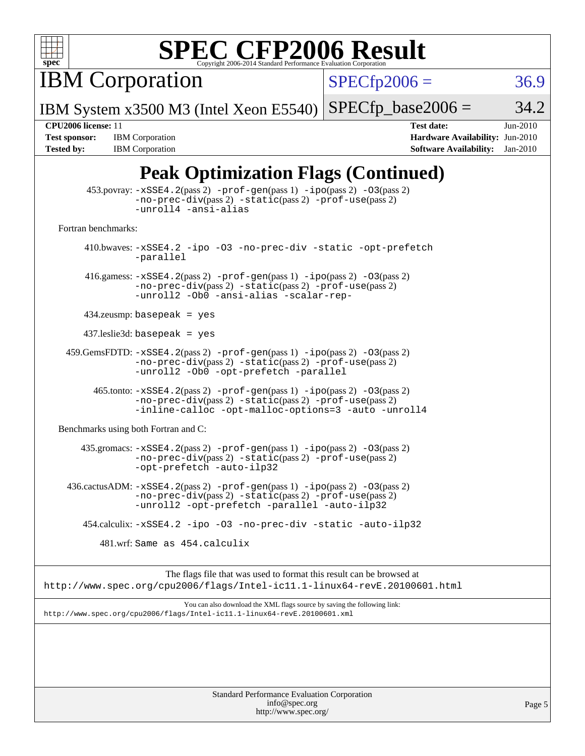# SPEC CFP2006 Result

Copyright 2006-2014 Standard Performance Evaluation Corporation

**IBM Corporation**

IBM System x3500 M3 (Intel Xeon E5540)

SPECfp2006 = 36.9

SPECfp_base2006 = 34.2

**CPU2006 license:** 11

**Test sponsor:** IBM Corporation

**Tested by:** IBM Corporation

**Test date:** Jun-2010

**Hardware Availability:** Jun-2010

**Software Availability:** Jan-2010

## Peak Optimization Flags (Continued)

453.povray: -xSSE4.2(pass 2) -prof-gen(pass 1) -ipo(pass 2) -O3(pass 2) -no-prec-div(pass 2) -static(pass 2) -prof-use(pass 2) -unroll4 -ansi-alias

Fortran benchmarks:

410.bwaves: -xSSE4.2 -ipo -O3 -no-prec-div -static -opt-prefetch -parallel

416.gamess: -xSSE4.2(pass 2) -prof-gen(pass 1) -ipo(pass 2) -O3(pass 2) -no-prec-div(pass 2) -static(pass 2) -prof-use(pass 2) -unroll2 -Ob0 -ansi-alias -scalar-rep-

434.zeusmp: basepeak = yes

437.leslie3d: basepeak = yes

459.GemsFDTD: -xSSE4.2(pass 2) -prof-gen(pass 1) -ipo(pass 2) -O3(pass 2) -no-prec-div(pass 2) -static(pass 2) -prof-use(pass 2) -unroll2 -Ob0 -opt-prefetch -parallel

465.tonto: -xSSE4.2(pass 2) -prof-gen(pass 1) -ipo(pass 2) -O3(pass 2) -no-prec-div(pass 2) -static(pass 2) -prof-use(pass 2) -inline-calloc -opt-malloc-options=3 -auto -unroll4

Benchmarks using both Fortran and C:

435.gromacs: -xSSE4.2(pass 2) -prof-gen(pass 1) -ipo(pass 2) -O3(pass 2) -no-prec-div(pass 2) -static(pass 2) -prof-use(pass 2) -opt-prefetch -auto-ilp32

436.cactusADM: -xSSE4.2(pass 2) -prof-gen(pass 1) -ipo(pass 2) -O3(pass 2) -no-prec-div(pass 2) -static(pass 2) -prof-use(pass 2) -unroll2 -opt-prefetch -parallel -auto-ilp32

454.calculix: -xSSE4.2 -ipo -O3 -no-prec-div -static -auto-ilp32

481.wrf: Same as 454.calculix

The flags file that was used to format this result can be browsed at
http://www.spec.org/cpu2006/flags/Intel-ic11.1-linux64-revE.20100601.html

You can also download the XML flags source by saving the following link:
http://www.spec.org/cpu2006/flags/Intel-ic11.1-linux64-revE.20100601.xml

Standard Performance Evaluation Corporation
info@spec.org
http://www.spec.org/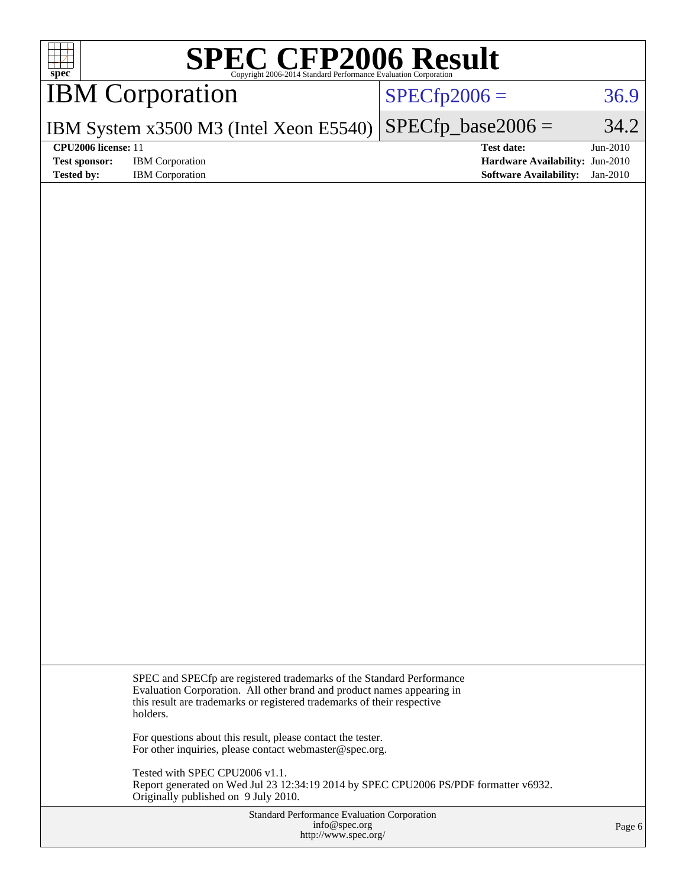# SPEC CFP2006 Result

Copyright 2006-2014 Standard Performance Evaluation Corporation

## IBM Corporation

IBM System x3500 M3 (Intel Xeon E5540)

SPECfp2006 = 36.9

SPECfp_base2006 = 34.2

**CPU2006 license:** 11
**Test sponsor:** IBM Corporation
**Tested by:** IBM Corporation

**Test date:** Jun-2010
**Hardware Availability:** Jun-2010
**Software Availability:** Jan-2010

SPEC and SPECfp are registered trademarks of the Standard Performance Evaluation Corporation. All other brand and product names appearing in this result are trademarks or registered trademarks of their respective holders.

For questions about this result, please contact the tester.
For other inquiries, please contact webmaster@spec.org.

Tested with SPEC CPU2006 v1.1.
Report generated on Wed Jul 23 12:34:19 2014 by SPEC CPU2006 PS/PDF formatter v6932.
Originally published on 9 July 2010.

Standard Performance Evaluation Corporation
info@spec.org
http://www.spec.org/